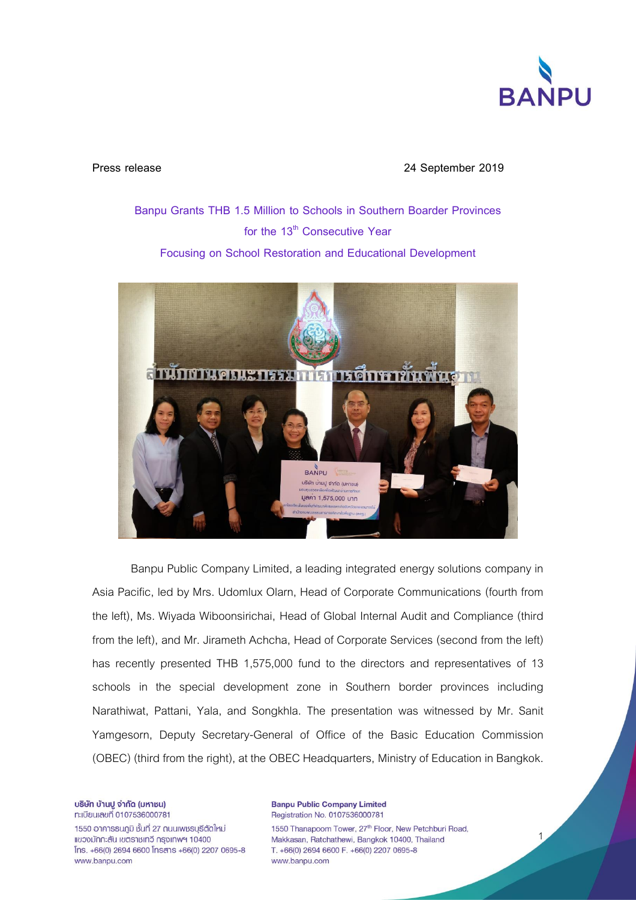Press release

24 September 2019

## Banpu Grants THB 1.5 Million to Schools in Southern Boarder Provinces for the 13th Consecutive Year Focusing on School Restoration and Educational Development

Banpu Public Company Limited, a leading integrated energy solutions company in Asia Pacific, led by Mrs. Udomlux Olarn, Head of Corporate Communications (fourth from the left), Ms. Wiyada Wiboonsirichai, Head of Global Internal Audit and Compliance (third from the left), and Mr. Jirameth Achcha, Head of Corporate Services (second from the left) has recently presented THB 1,575,000 fund to the directors and representatives of 13 schools in the special development zone in Southern border provinces including Narathiwat, Pattani, Yala, and Songkhla. The presentation was witnessed by Mr. Sanit Yamgesorn, Deputy Secretary-General of Office of the Basic Education Commission (OBEC) (third from the right), at the OBEC Headquarters, Ministry of Education in Bangkok.

บริษัท บ้านปู จำกัด (มหาชน)
ทะเบียนเลขที่ 0107536000781
1550 อาคารธนภูมิ ชั้นที่ 27 ถนนเพชรบุรีตัดใหม่
แขวงมักกะสัน เขตราชเทวี กรุงเทพฯ 10400
โทร. +66(0) 2694 6600 โทรสาร +66(0) 2207 0695-8
www.banpu.com

Banpu Public Company Limited
Registration No. 0107536000781
1550 Thanapoom Tower, 27th Floor, New Petchburi Road, Makkasan, Ratchathewi, Bangkok 10400, Thailand
T. +66(0) 2694 6600 F. +66(0) 2207 0695-8
www.banpu.com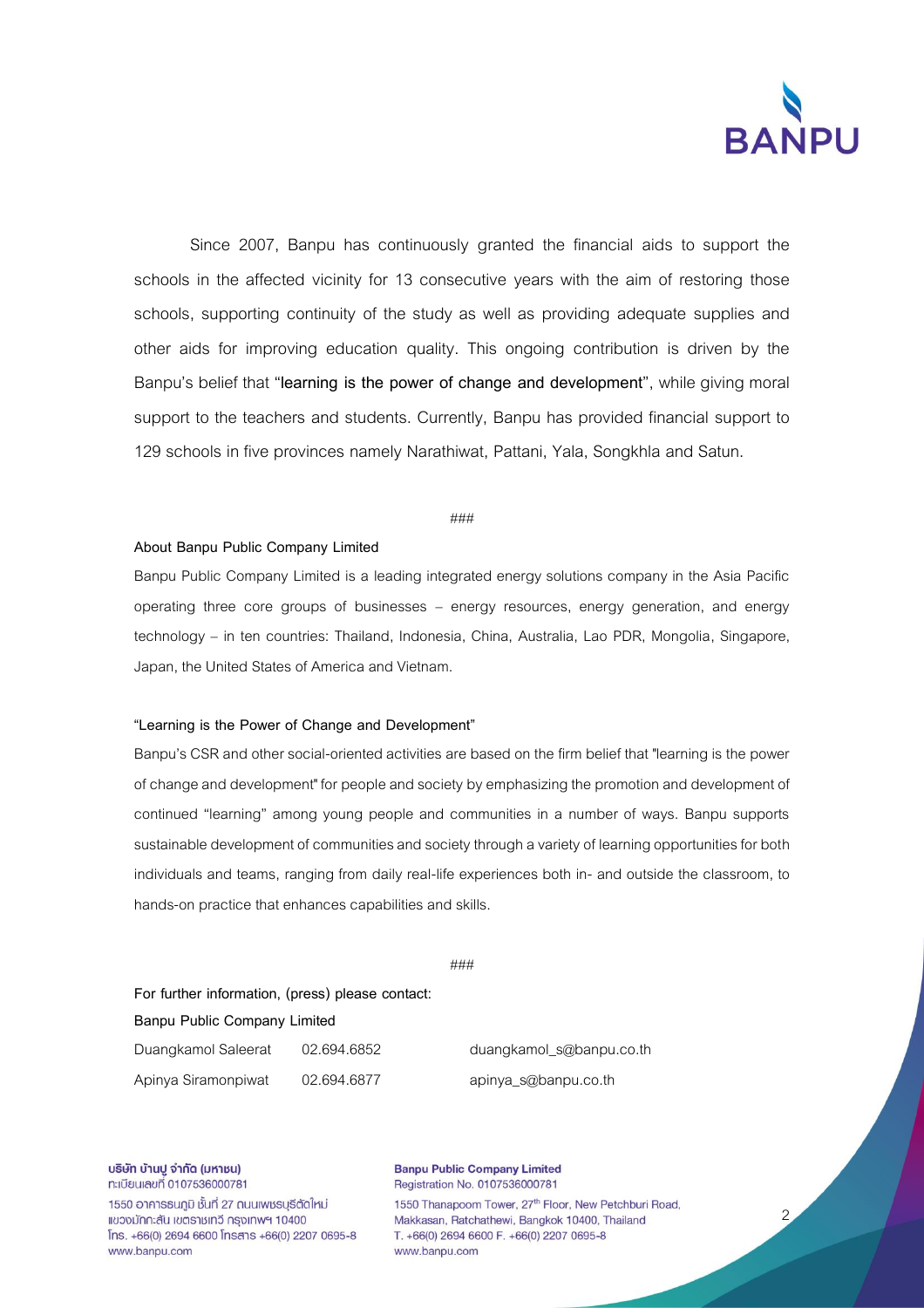Since 2007, Banpu has continuously granted the financial aids to support the schools in the affected vicinity for 13 consecutive years with the aim of restoring those schools, supporting continuity of the study as well as providing adequate supplies and other aids for improving education quality. This ongoing contribution is driven by the Banpu's belief that "**learning is the power of change and development**", while giving moral support to the teachers and students. Currently, Banpu has provided financial support to 129 schools in five provinces namely Narathiwat, Pattani, Yala, Songkhla and Satun.

###

**About Banpu Public Company Limited**

Banpu Public Company Limited is a leading integrated energy solutions company in the Asia Pacific operating three core groups of businesses – energy resources, energy generation, and energy technology – in ten countries: Thailand, Indonesia, China, Australia, Lao PDR, Mongolia, Singapore, Japan, the United States of America and Vietnam.

**"Learning is the Power of Change and Development"**

Banpu's CSR and other social-oriented activities are based on the firm belief that "learning is the power of change and development" for people and society by emphasizing the promotion and development of continued "learning" among young people and communities in a number of ways. Banpu supports sustainable development of communities and society through a variety of learning opportunities for both individuals and teams, ranging from daily real-life experiences both in- and outside the classroom, to hands-on practice that enhances capabilities and skills.

###

**For further information, (press) please contact:**

**Banpu Public Company Limited**

| | | |
|---|---|---|
| Duangkamol Saleerat | 02.694.6852 | duangkamol_s@banpu.co.th |
| Apinya Siramonpiwat | 02.694.6877 | apinya_s@banpu.co.th |

บริษัท บ้านปู จำกัด (มหาชน)
ทะเบียนเลขที่ 0107536000781
1550 อาคารธนภูมิ ชั้นที่ 27 ถนนเพชรบุรีตัดใหม่
แขวงมักกะสัน เขตราชเทวี กรุงเทพฯ 10400
โทร. +66(0) 2694 6600 โทรสาร +66(0) 2207 0695-8
www.banpu.com

Banpu Public Company Limited
Registration No. 0107536000781
1550 Thanapoom Tower, 27th Floor, New Petchburi Road, Makkasan, Ratchathewi, Bangkok 10400, Thailand
T. +66(0) 2694 6600 F. +66(0) 2207 0695-8
www.banpu.com